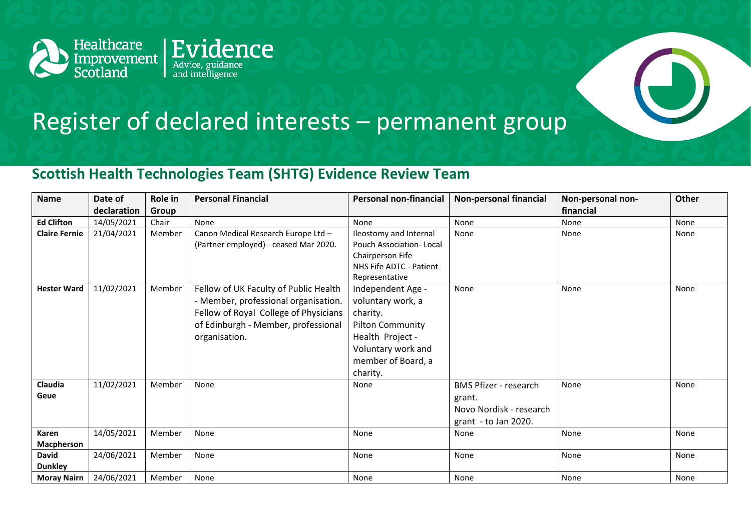Healthcare Improvement Scotland | Evidence
Advice, guidance and intelligence

# Register of declared interests – permanent group

## Scottish Health Technologies Team (SHTG) Evidence Review Team

| Name | Date of declaration | Role in Group | Personal Financial | Personal non-financial | Non-personal financial | Non-personal non-financial | Other |
|---|---|---|---|---|---|---|---|
| **Ed Clifton** | 14/05/2021 | Chair | None | None | None | None | None |
| **Claire Fernie** | 21/04/2021 | Member | Canon Medical Research Europe Ltd – (Partner employed) - ceased Mar 2020. | Ileostomy and Internal Pouch Association- Local Chairperson Fife<br>NHS Fife ADTC - Patient Representative | None | None | None |
| **Hester Ward** | 11/02/2021 | Member | Fellow of UK Faculty of Public Health - Member, professional organisation.<br>Fellow of Royal College of Physicians of Edinburgh - Member, professional organisation. | Independent Age - voluntary work, a charity.<br>Pilton Community Health Project - Voluntary work and member of Board, a charity. | None | None | None |
| **Claudia Geue** | 11/02/2021 | Member | None | None | BMS Pfizer - research grant.<br>Novo Nordisk - research grant - to Jan 2020. | None | None |
| **Karen Macpherson** | 14/05/2021 | Member | None | None | None | None | None |
| **David Dunkley** | 24/06/2021 | Member | None | None | None | None | None |
| **Moray Nairn** | 24/06/2021 | Member | None | None | None | None | None |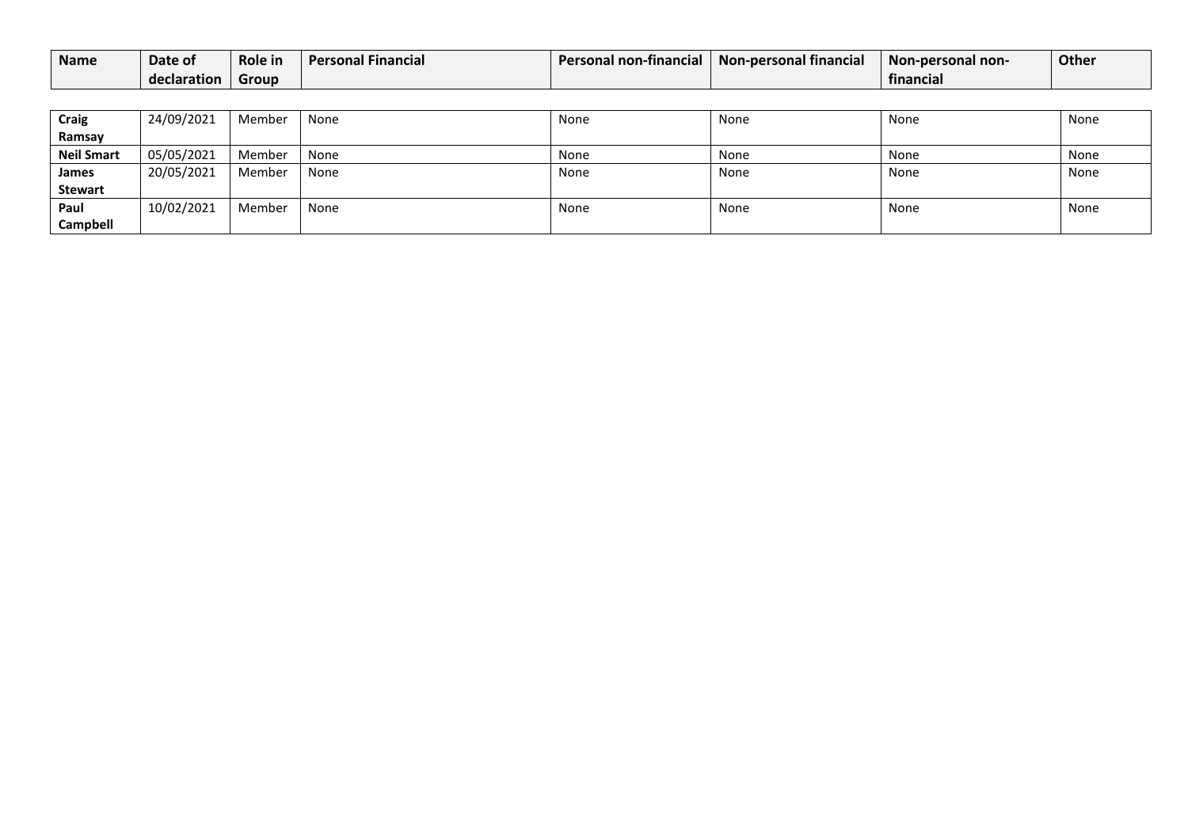| Name | Date of declaration | Role in Group | Personal Financial | Personal non-financial | Non-personal financial | Non-personal non-financial | Other |
|---|---|---|---|---|---|---|---|
| **Craig Ramsay** | 24/09/2021 | Member | None | None | None | None | None |
| **Neil Smart** | 05/05/2021 | Member | None | None | None | None | None |
| **James Stewart** | 20/05/2021 | Member | None | None | None | None | None |
| **Paul Campbell** | 10/02/2021 | Member | None | None | None | None | None |